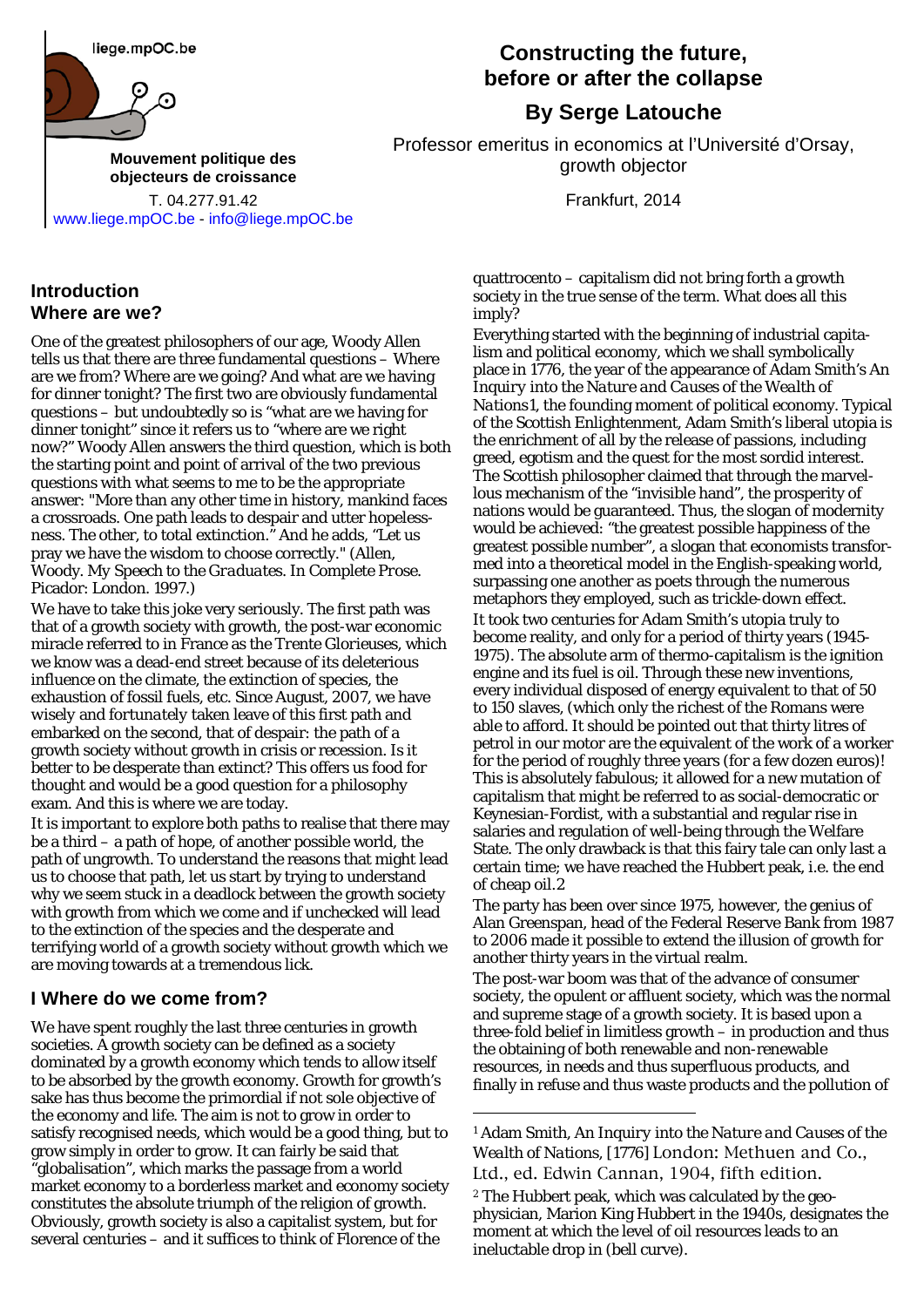liege.mpOC.be

**Mouvement politique des objecteurs de croissance**

T. 04.277.91.42
www.liege.mpOC.be - info@liege.mpOC.be

# Constructing the future, before or after the collapse

## By Serge Latouche

Professor emeritus in economics at l'Université d'Orsay, growth objector

Frankfurt, 2014

## Introduction
## Where are we?

One of the greatest philosophers of our age, Woody Allen tells us that there are three fundamental questions – Where are we from? Where are we going? And what are we having for dinner tonight? The first two are obviously fundamental questions – but undoubtedly so is "what are we having for dinner tonight" since it refers us to "where are we right now?" Woody Allen answers the third question, which is both the starting point and point of arrival of the two previous questions with what seems to me to be the appropriate answer: "More than any other time in history, mankind faces a crossroads. One path leads to despair and utter hopelessness. The other, to total extinction." And he adds, "Let us pray we have the wisdom to choose correctly." (Allen, Woody. *My Speech to the Graduates*. In Complete Prose. Picador: London. 1997.)

We have to take this joke very seriously. The first path was that of a growth society with growth, the post-war economic miracle referred to in France as the *Trente Glorieuses*, which we know was a dead-end street because of its deleterious influence on the climate, the extinction of species, the exhaustion of fossil fuels, etc. Since August, 2007, we have wisely and fortunately taken leave of this first path and embarked on the second, that of despair: the path of a growth society without growth in crisis or recession. Is it better to be desperate than extinct? This offers us food for thought and would be a good question for a philosophy exam. And this is where we are today.

It is important to explore both paths to realise that there may be a third – a path of hope, of another possible world, the path of ungrowth. To understand the reasons that might lead us to choose that path, let us start by trying to understand why we seem stuck in a deadlock between the growth society with growth from which we come and if unchecked will lead to the extinction of the species and the desperate and terrifying world of a growth society without growth which we are moving towards at a tremendous lick.

## I Where do we come from?

We have spent roughly the last three centuries in growth societies. A growth society can be defined as a society dominated by a growth economy which tends to allow itself to be absorbed by the growth economy. Growth for growth's sake has thus become the primordial if not sole objective of the economy and life. The aim is not to grow in order to satisfy recognised needs, which would be a good thing, but to grow simply in order to grow. It can fairly be said that "globalisation", which marks the passage from a world market economy to a borderless market and economy society constitutes the absolute triumph of the religion of growth. Obviously, growth society is also a capitalist system, but for several centuries – and it suffices to think of Florence of the quattrocento – capitalism did not bring forth a growth society in the true sense of the term. What does all this imply?

Everything started with the beginning of industrial capitalism and political economy, which we shall symbolically place in 1776, the year of the appearance of Adam Smith's *An Inquiry into the Nature and Causes of the Wealth of Nations*[1], the founding moment of political economy. Typical of the Scottish Enlightenment, Adam Smith's liberal utopia is the enrichment of all by the release of passions, including greed, egotism and the quest for the most sordid interest. The Scottish philosopher claimed that through the marvellous mechanism of the "invisible hand", the prosperity of nations would be guaranteed. Thus, the slogan of modernity would be achieved: "the greatest possible happiness of the greatest possible number", a slogan that economists transformed into a theoretical model in the English-speaking world, surpassing one another as poets through the numerous metaphors they employed, such as trickle-down effect.

It took two centuries for Adam Smith's utopia truly to become reality, and only for a period of thirty years (1945-1975). The absolute arm of thermo-capitalism is the ignition engine and its fuel is oil. Through these new inventions, every individual disposed of energy equivalent to that of 50 to 150 slaves, (which only the richest of the Romans were able to afford. It should be pointed out that thirty litres of petrol in our motor are the equivalent of the work of a worker for the period of roughly three years (for a few dozen euros)! This is absolutely fabulous; it allowed for a new mutation of capitalism that might be referred to as social-democratic or Keynesian-Fordist, with a substantial and regular rise in salaries and regulation of well-being through the Welfare State. The only drawback is that this fairy tale can only last a certain time; we have reached the Hubbert peak, i.e. the end of cheap oil.[2]

The party has been over since 1975, however, the genius of Alan Greenspan, head of the Federal Reserve Bank from 1987 to 2006 made it possible to extend the illusion of growth for another thirty years in the virtual realm.

The post-war boom was that of the advance of consumer society, the opulent or affluent society, which was the normal and supreme stage of a growth society. It is based upon a three-fold belief in limitless growth – in production and thus the obtaining of both renewable and non-renewable resources, in needs and thus superfluous products, and finally in refuse and thus waste products and the pollution of

---

[1] Adam Smith, An Inquiry into the *Nature and Causes* of the Wealth of Nations, [1776] London: Methuen and Co., Ltd., ed. Edwin Cannan, 1904, fifth edition.

[2] The Hubbert peak, which was calculated by the geophysician, Marion King Hubbert in the 1940s, designates the moment at which the level of oil resources leads to an ineluctable drop in (bell curve).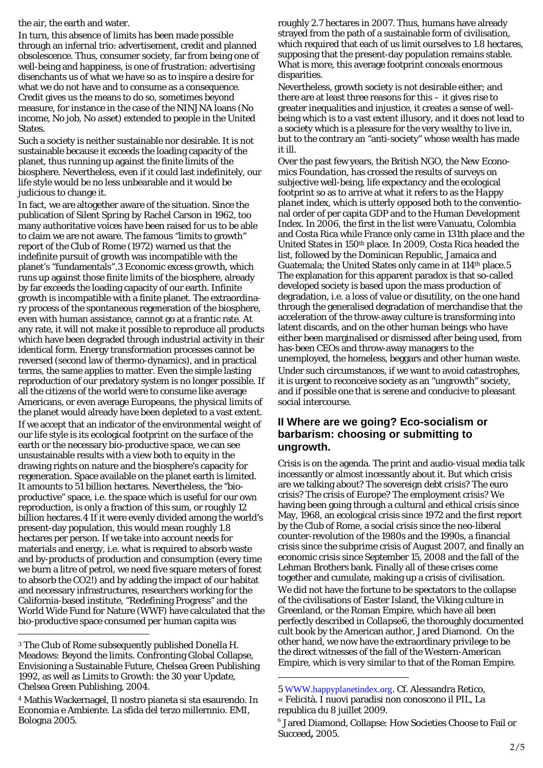the air, the earth and water.

In turn, this absence of limits has been made possible through an infernal trio: advertisement, credit and planned obsolescence. Thus, consumer society, far from being one of well-being and happiness, is one of frustration: advertising disenchants us of what we have so as to inspire a desire for what we do not have and to consume as a consequence. Credit gives us the means to do so, sometimes beyond measure, for instance in the case of the NINJNA loans (*No income, No job, No asset*) extended to people in the United States.

Such a society is neither sustainable nor desirable. It is not sustainable because it exceeds the loading capacity of the planet, thus running up against the finite limits of the biosphere. Nevertheless, even if it could last indefinitely, our life style would be no less unbearable and it would be judicious to change it.

In fact, we are altogether aware of the situation. Since the publication of *Silent Spring* by Rachel Carson in 1962, too many authoritative voices have been raised for us to be able to claim we are not aware. The famous "limits to growth" report of the Club of Rome (1972) warned us that the indefinite pursuit of growth was incompatible with the planet's "fundamentals".[3] Economic *excess growth*, which runs up against those finite limits of the biosphere, already by far exceeds the loading capacity of our earth. Infinite growth is incompatible with a finite planet. The extraordinary process of the spontaneous regeneration of the biosphere, even with human assistance, cannot go at a frantic rate. At any rate, it will not make it possible to reproduce all products which have been degraded through industrial activity in their identical form. Energy transformation processes cannot be reversed (second law of thermo-dynamics), and in practical terms, the same applies to matter. Even the simple lasting reproduction of our predatory system is no longer possible. If all the citizens of the world were to consume like average Americans, or even average Europeans, the physical limits of the planet would already have been depleted to a vast extent.

If we accept that an indicator of the environmental weight of our life style is its ecological footprint on the surface of the earth or the necessary bio-productive space, we can see unsustainable results with a view both to equity in the drawing rights on nature and the biosphere's capacity for regeneration. Space available on the planet earth is limited. It amounts to 51 billion hectares. Nevertheless, the "bio-productive" space, i.e. the space which is useful for our own reproduction, is only a fraction of this sum, or roughly 12 billion hectares.[4] If it were evenly divided among the world's present-day population, this would mean roughly 1.8 hectares per person. If we take into account needs for materials and energy, i.e. what is required to absorb waste and by-products of production and consumption (every time we burn a litre of petrol, we need five square meters of forest to absorb the $CO_2$!) and by adding the impact of our habitat and necessary infrastructures, researchers working for the California-based institute, "Redefining Progress" and the World Wide Fund for Nature (WWF) have calculated that the bio-productive space consumed per human capita was roughly 2.7 hectares in 2007. Thus, humans have already strayed from the path of a sustainable form of civilisation, which required that each of us limit ourselves to 1.8 hectares, supposing that the present-day population remains stable. What is more, this average footprint conceals enormous disparities.

Nevertheless, growth society is not desirable either; and there are at least three reasons for this – it gives rise to greater inequalities and injustice, it creates a sense of well-being which is to a vast extent illusory, and it does not lead to a society which is a pleasure for the very wealthy to live in, but to the contrary an "anti-society" whose wealth has made it ill.

Over the past few years, the British NGO, the *New Economics Foundation*, has crossed the results of surveys on subjective well-being, life expectancy and the ecological footprint so as to arrive at what it refers to as the *Happy planet index*, which is utterly opposed both to the conventional order of per capita GDP and to the Human Development Index. In 2006, the first in the list were Vanuatu, Colombia and Costa Rica while France only came in 131th place and the United States in 150th place. In 2009, Costa Rica headed the list, followed by the Dominican Republic, Jamaica and Guatemala; the United States only came in at 114th place.[5] The explanation for this apparent paradox is that so-called developed society is based upon the mass production of degradation, i.e. a loss of value or disutility, on the one hand through the generalised degradation of merchandise that the acceleration of the throw-away culture is transforming into latent discards, and on the other human beings who have either been marginalised or dismissed after being used, from has-been CEOs and throw-away managers to the unemployed, the homeless, beggars and other human waste.

Under such circumstances, if we want to avoid catastrophes, it is urgent to reconceive society as an "ungrowth" society, and if possible one that is serene and conducive to pleasant social intercourse.

## II Where are we going? Eco-socialism or barbarism: choosing or submitting to ungrowth.

Crisis is on the agenda. The print and audio-visual media talk incessantly or almost incessantly about it. But which crisis are we talking about? The sovereign debt crisis? The euro crisis? The crisis of Europe? The employment crisis? We having been going through a cultural and ethical crisis since May, 1968, an ecological crisis since 1972 and the first report by the Club of Rome, a social crisis since the neo-liberal counter-revolution of the 1980s and the 1990s, a financial crisis since the subprime crisis of August 2007, and finally an economic crisis since September 15, 2008 and the fall of the Lehman Brothers bank. Finally all of these crises come together and cumulate, making up a crisis of civilisation.

We did not have the fortune to be spectators to the collapse of the civilisations of Easter Island, the Viking culture in Greenland, or the Roman Empire, which have all been perfectly described in *Collapse*[6], the thoroughly documented cult book by the American author, Jared Diamond. On the other hand, we now have the extraordinary privilege to be the direct witnesses of the fall of the Western-American Empire, which is very similar to that of the Roman Empire.

---

[3] The Club of Rome subsequently published Donella H. Meadows: Beyond the limits. Confronting Global Collapse, Envisioning a Sustainable Future, Chelsea Green Publishing 1992, as well as Limits to Growth: the 30 year Update, Chelsea Green Publishing, 2004.

[4] Mathis Wackernagel, Il nostro pianeta si sta esaurendo. In Economia e Ambiente. La sfida del terzo millernnio. EMI, Bologna 2005.

[5] WWW.happyplanetindex.org. Cf. Alessandra Retico, « Felicità. I nuovi paradisi non conoscono il PIL, La republica du 8 juillet 2009.

[6] Jared Diamond, Collapse: How Societies Choose to Fail or Succeed**,** 2005.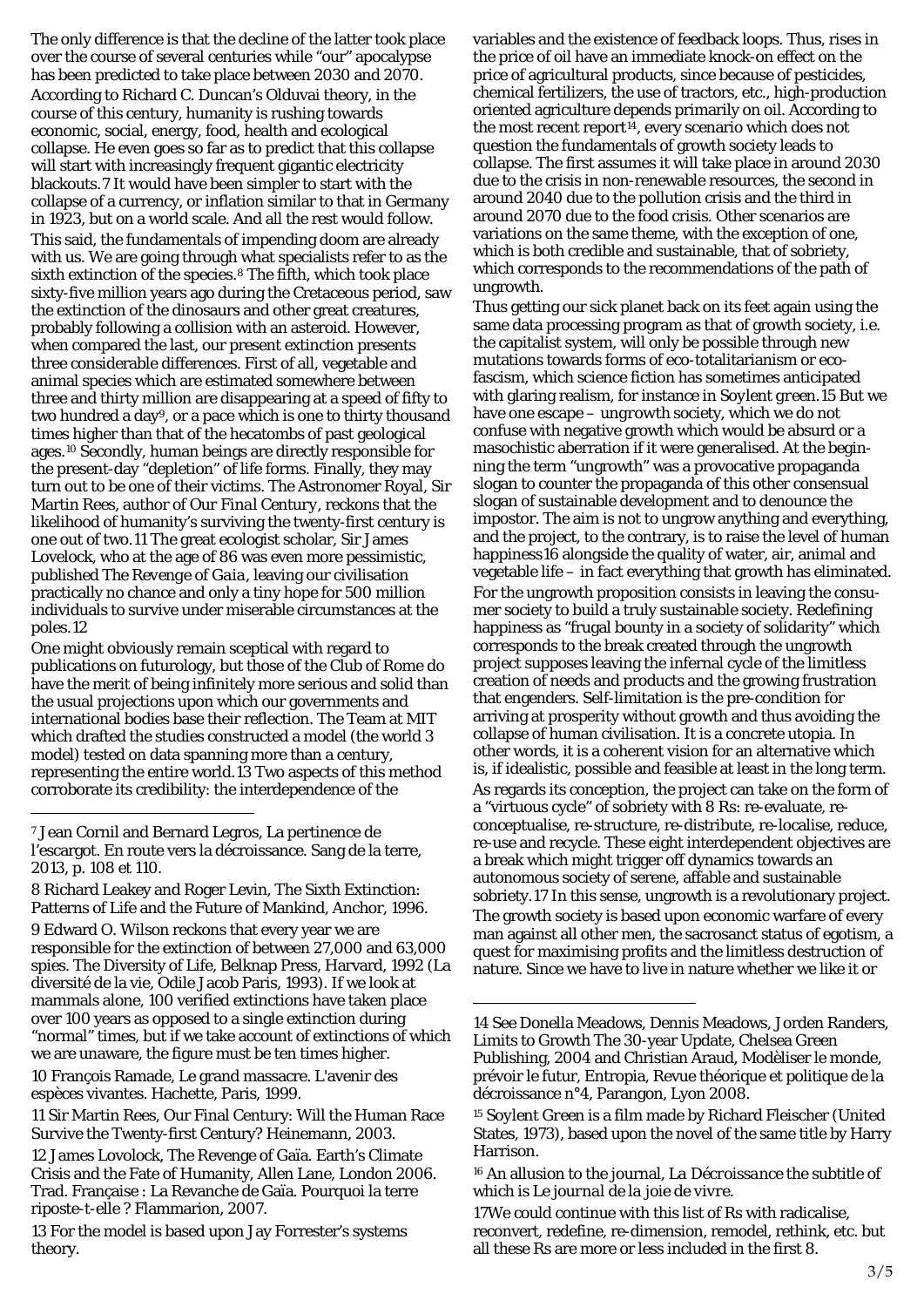The only difference is that the decline of the latter took place over the course of several centuries while "our" apocalypse has been predicted to take place between 2030 and 2070. According to Richard C. Duncan's Olduvai theory, in the course of this century, humanity is rushing towards economic, social, energy, food, health and ecological collapse. He even goes so far as to predict that this collapse will start with increasingly frequent gigantic electricity blackouts.[7] It would have been simpler to start with the collapse of a currency, or inflation similar to that in Germany in 1923, but on a world scale. And all the rest would follow.

This said, the fundamentals of impending doom are already with us. We are going through what specialists refer to as the sixth extinction of the species.[8] The fifth, which took place sixty-five million years ago during the Cretaceous period, saw the extinction of the dinosaurs and other great creatures, probably following a collision with an asteroid. However, when compared the last, our present extinction presents three considerable differences. First of all, vegetable and animal species which are estimated somewhere between three and thirty million are disappearing at a speed of fifty to two hundred a day[9], or a pace which is one to thirty thousand times higher than that of the hecatombs of past geological ages.[10] Secondly, human beings are directly responsible for the present-day "depletion" of life forms. Finally, they may turn out to be one of their victims. The Astronomer Royal, Sir Martin Rees, author of *Our Final Century*, reckons that the likelihood of humanity's surviving the twenty-first century is one out of two.[11] The great ecologist scholar, Sir James Lovelock, who at the age of 86 was even more pessimistic, published *The Revenge of Gaia*, leaving our civilisation practically no chance and only a tiny hope for 500 million individuals to survive under miserable circumstances at the poles.[12]

One might obviously remain sceptical with regard to publications on futurology, but those of the Club of Rome do have the merit of being infinitely more serious and solid than the usual projections upon which our governments and international bodies base their reflection. The Team at MIT which drafted the studies constructed a model (the world 3 model) tested on data spanning more than a century, representing the entire world.[13] Two aspects of this method corroborate its credibility: the interdependence of the variables and the existence of feedback loops. Thus, rises in the price of oil have an immediate knock-on effect on the price of agricultural products, since because of pesticides, chemical fertilizers, the use of tractors, etc., high-production oriented agriculture depends primarily on oil. According to the most recent report[14], every scenario which does not question the fundamentals of growth society leads to collapse. The first assumes it will take place in around 2030 due to the crisis in non-renewable resources, the second in around 2040 due to the pollution crisis and the third in around 2070 due to the food crisis. Other scenarios are variations on the same theme, with the exception of one, which is both credible and sustainable, that of sobriety, which corresponds to the recommendations of the path of ungrowth.

Thus getting our sick planet back on its feet again using the same data processing program as that of growth society, i.e. the capitalist system, will only be possible through new mutations towards forms of eco-totalitarianism or eco-fascism, which science fiction has sometimes anticipated with glaring realism, for instance in *Soylent green*.[15] But we have one escape – ungrowth society, which we do not confuse with negative growth which would be absurd or a masochistic aberration if it were generalised. At the beginning the term "ungrowth" was a provocative propaganda slogan to counter the propaganda of this other consensual slogan of sustainable development and to denounce the impostor. The aim is not to ungrow anything and everything, and the project, to the contrary, is to raise the level of human happiness[16] alongside the quality of water, air, animal and vegetable life – in fact everything that growth has eliminated.

For the ungrowth proposition consists in leaving the consumer society to build a truly sustainable society. Redefining happiness as "frugal bounty in a society of solidarity" which corresponds to the break created through the ungrowth project supposes leaving the infernal cycle of the limitless creation of needs and products and the growing frustration that engenders. Self-limitation is the pre-condition for arriving at prosperity without growth and thus avoiding the collapse of human civilisation. It is a concrete utopia. In other words, it is a coherent vision for an alternative which is, if idealistic, possible and feasible at least in the long term.

As regards its conception, the project can take on the form of a "virtuous cycle" of sobriety with 8 Rs: re-evaluate, re-conceptualise, re-structure, re-distribute, re-localise, reduce, re-use and recycle. These eight interdependent objectives are a break which might trigger off dynamics towards an autonomous society of serene, affable and sustainable sobriety.[17] In this sense, ungrowth is a revolutionary project. The growth society is based upon economic warfare of every man against all other men, the sacrosanct status of egotism, a quest for maximising profits and the limitless destruction of nature. Since we have to live in nature whether we like it or

---

[7] Jean Cornil and Bernard Legros, La pertinence de l'escargot. En route vers la décroissance. Sang de la terre, 2013, p. 108 et 110.

[8] Richard Leakey and Roger Levin, The Sixth Extinction: Patterns of Life and the Future of Mankind, Anchor, 1996.

[9] Edward O. Wilson reckons that every year we are responsible for the extinction of between 27,000 and 63,000 spies. The Diversity of Life, Belknap Press, Harvard, 1992 (La diversité de la vie, Odile Jacob Paris, 1993). If we look at mammals alone, 100 verified extinctions have taken place over 100 years as opposed to a single extinction during "normal" times, but if we take account of extinctions of which we are unaware, the figure must be ten times higher.

[10] François Ramade, Le grand massacre. L'avenir des espèces vivantes. Hachette, Paris, 1999.

[11] Sir Martin Rees, Our Final Century: Will the Human Race Survive the Twenty-first Century? Heinemann, 2003.

[12] James Lovelock, The Revenge of Gaïa. Earth's Climate Crisis and the Fate of Humanity, Allen Lane, London 2006. Trad. Française : La Revanche de Gaïa. Pourquoi la terre riposte-t-elle ? Flammarion, 2007.

[13] For the model is based upon Jay Forrester's systems theory.

[14] See Donella Meadows, Dennis Meadows, Jorden Randers, Limits to Growth The 30-year Update, Chelsea Green Publishing, 2004 and Christian Araud, Modèliser le monde, prévoir le futur, Entropia, Revue théorique et politique de la décroissance n°4, Parangon, Lyon 2008.

[15] Soylent Green is a film made by Richard Fleischer (United States, 1973), based upon the novel of the same title by Harry Harrison.

[16] An allusion to the journal, *La Décroissance* the subtitle of which is *Le journal de la joie de vivre*.

[17] We could continue with this list of Rs with radicalise, reconvert, redefine, re-dimension, remodel, rethink, etc. but all these Rs are more or less included in the first 8.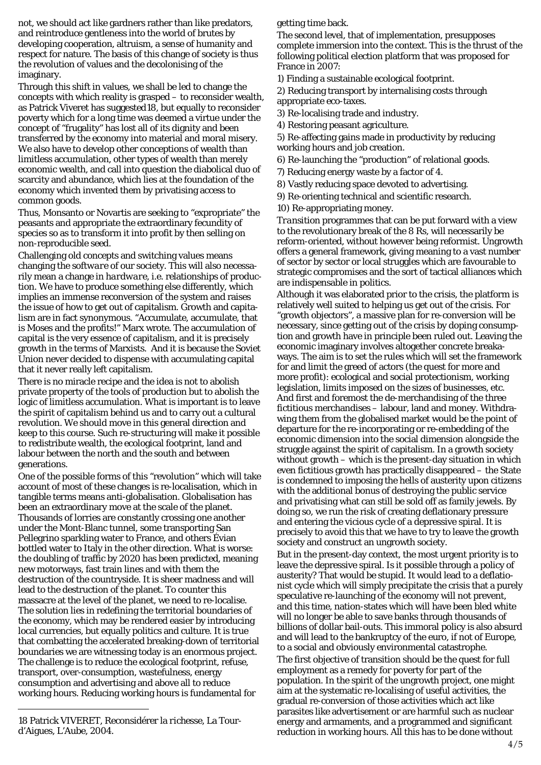not, we should act like gardners rather than like predators, and reintroduce gentleness into the world of brutes by developing cooperation, altruism, a sense of humanity and respect for nature. The basis of this change of society is thus the revolution of values and the decolonising of the imaginary.

Through this shift in values, we shall be led to change the concepts with which reality is grasped – to reconsider wealth, as Patrick Viveret has suggested[18], but equally to reconsider poverty which for a long time was deemed a virtue under the concept of "frugality" has lost all of its dignity and been transferred by the economy into material and moral misery. We also have to develop other conceptions of wealth than limitless accumulation, other types of wealth than merely economic wealth, and call into question the diabolical duo of scarcity and abundance, which lies at the foundation of the economy which invented them by privatising access to common goods.

Thus, Monsanto or Novartis are seeking to "expropriate" the peasants and appropriate the extraordinary fecundity of species so as to transform it into profit by then selling on non-reproducible seed.

Challenging old concepts and switching values means changing the *software* of our society. This will also necessarily mean a change in *hardware*, i.e. relationships of production. We have to produce something else differently, which implies an immense reconversion of the system and raises the issue of how to get out of capitalism. Growth and capitalism are in fact synonymous. "Accumulate, accumulate, that is Moses and the profits!" Marx wrote. The accumulation of capital is the very essence of capitalism, and it is precisely growth in the terms of Marxists. And it is because the Soviet Union never decided to dispense with accumulating capital that it never really left capitalism.

There is no miracle recipe and the idea is not to abolish private property of the tools of production but to abolish the logic of limitless accumulation. What is important is to leave the spirit of capitalism behind us and to carry out a cultural revolution. We should move in this general direction and keep to this course. Such re-structuring will make it possible to redistribute wealth, the ecological footprint, land and labour between the north and the south and between generations.

One of the possible forms of this "revolution" which will take account of most of these changes is re-localisation, which in tangible terms means anti-globalisation. Globalisation has been an extraordinary move at the scale of the planet. Thousands of lorries are constantly crossing one another under the Mont-Blanc tunnel, some transporting San Pellegrino sparkling water to France, and others Évian bottled water to Italy in the other direction. What is worse: the doubling of traffic by 2020 has been predicted, meaning new motorways, fast train lines and with them the destruction of the countryside. It is sheer madness and will lead to the destruction of the planet. To counter this massacre at the level of the planet, we need to re-localise. The solution lies in redefining the territorial boundaries of the economy, which may be rendered easier by introducing local currencies, but equally politics and culture. It is true that combatting the accelerated breaking-down of territorial boundaries we are witnessing today is an enormous project. The challenge is to reduce the ecological footprint, refuse, transport, over-consumption, wastefulness, energy consumption and advertising and above all to reduce working hours. Reducing working hours is fundamental for getting time back.

The second level, that of implementation, presupposes complete immersion into the context. This is the thrust of the following political election platform that was proposed for France in 2007:

1) Finding a sustainable ecological footprint.
2) Reducing transport by internalising costs through appropriate eco-taxes.
3) Re-localising trade and industry.
4) Restoring peasant agriculture.
5) Re-affecting gains made in productivity by reducing working hours and job creation.
6) Re-launching the "production" of relational goods.
7) Reducing energy waste by a factor of 4.
8) Vastly reducing space devoted to advertising.
9) Re-orienting technical and scientific research.
10) Re-appropriating money.

*Transition programmes* that can be put forward with a view to the revolutionary break of the 8 Rs, will necessarily be reform-oriented, without however being reformist. Ungrowth offers a general framework, giving meaning to a vast number of sector by sector or local struggles which are favourable to strategic compromises and the sort of tactical alliances which are indispensable in politics.

Although it was elaborated prior to the crisis, the platform is relatively well suited to helping us get out of the crisis. For "growth objectors", a massive plan for re-conversion will be necessary, since getting out of the crisis by doping consumption and growth have in principle been ruled out. Leaving the economic imaginary involves altogether concrete breakaways. The aim is to set the rules which will set the framework for and limit the greed of actors (the quest for more and more profit): ecological and social protectionism, working legislation, limits imposed on the sizes of businesses, etc. And first and foremost the de-merchandising of the three fictitious merchandises – labour, land and money. Withdrawing them from the globalised market would be the point of departure for the re-incorporating or re-embedding of the economic dimension into the social dimension alongside the struggle against the spirit of capitalism. In a growth society without growth – which is the present-day situation in which even fictitious growth has practically disappeared – the State is condemned to imposing the hells of austerity upon citizens with the additional bonus of destroying the public service and privatising what can still be sold off as family jewels. By doing so, we run the risk of creating deflationary pressure and entering the vicious cycle of a depressive spiral. It is precisely to avoid this that we have to try to leave the growth society and construct an ungrowth society.

But in the present-day context, the most urgent priority is to leave the depressive spiral. Is it possible through a policy of austerity? That would be stupid. It would lead to a deflationist cycle which will simply precipitate the crisis that a purely speculative re-launching of the economy will not prevent, and this time, nation-states which will have been bled white will no longer be able to save banks through thousands of billions of dollar bail-outs. This immoral policy is also absurd and will lead to the bankruptcy of the euro, if not of Europe, to a social and obviously environmental catastrophe.

The first objective of transition should be the quest for full employment as a remedy for poverty for part of the population. In the spirit of the ungrowth project, one might aim at the systematic re-localising of useful activities, the gradual re-conversion of those activities which act like parasites like advertisement or are harmful such as nuclear energy and armaments, and a programmed and significant reduction in working hours. All this has to be done without

---

18 Patrick VIVERET, *Reconsidérer la richesse*, La Tour-d'Aigues, L'Aube, 2004.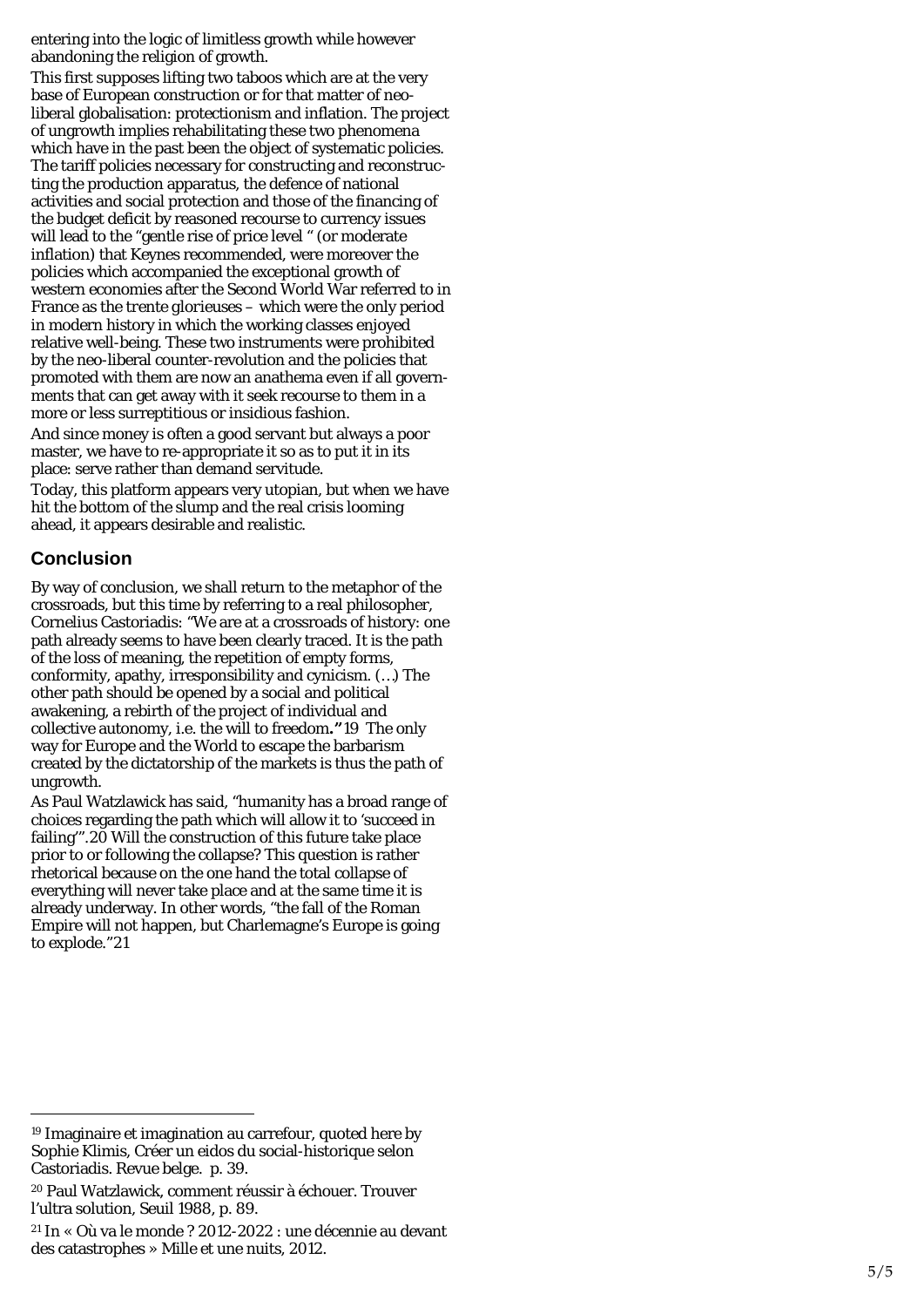entering into the logic of limitless growth while however abandoning the religion of growth.

This first supposes lifting two taboos which are at the very base of European construction or for that matter of neo-liberal globalisation: protectionism and inflation. The project of ungrowth implies rehabilitating these two phenomena which have in the past been the object of systematic policies. The tariff policies necessary for constructing and reconstructing the production apparatus, the defence of national activities and social protection and those of the financing of the budget deficit by reasoned recourse to currency issues will lead to the "gentle rise of price level " (or moderate inflation) that Keynes recommended, were moreover the policies which accompanied the exceptional growth of western economies after the Second World War referred to in France as the trente glorieuses – which were the only period in modern history in which the working classes enjoyed relative well-being. These two instruments were prohibited by the neo-liberal counter-revolution and the policies that promoted with them are now an anathema even if all governments that can get away with it seek recourse to them in a more or less surreptitious or insidious fashion.

And since money is often a good servant but always a poor master, we have to re-appropriate it so as to put it in its place: serve rather than demand servitude.

Today, this platform appears very utopian, but when we have hit the bottom of the slump and the real crisis looming ahead, it appears desirable and realistic.

## Conclusion

By way of conclusion, we shall return to the metaphor of the crossroads, but this time by referring to a real philosopher, Cornelius Castoriadis: "We are at a crossroads of history: one path already seems to have been clearly traced. It is the path of the loss of meaning, the repetition of empty forms, conformity, apathy, irresponsibility and cynicism. (…) The other path should be opened by a social and political awakening, a rebirth of the project of individual and collective autonomy, i.e. the will to freedom**."**[19] The only way for Europe and the World to escape the barbarism created by the dictatorship of the markets is thus the path of ungrowth.

As Paul Watzlawick has said, "humanity has a broad range of choices regarding the path which will allow it to 'succeed in failing'".[20] Will the construction of this future take place prior to or following the collapse? This question is rather rhetorical because on the one hand the total collapse of everything will never take place and at the same time it is already underway. In other words, "the fall of the Roman Empire will not happen, but Charlemagne's Europe is going to explode."[21]

---

[19] Imaginaire et imagination au carrefour, quoted here by Sophie Klimis, Créer un eidos du social-historique selon Castoriadis. Revue belge. p. 39.

[20] Paul Watzlawick, comment réussir à échouer. Trouver l'ultra solution, Seuil 1988, p. 89.

[21] In « Où va le monde ? 2012-2022 : une décennie au devant des catastrophes » Mille et une nuits, 2012.